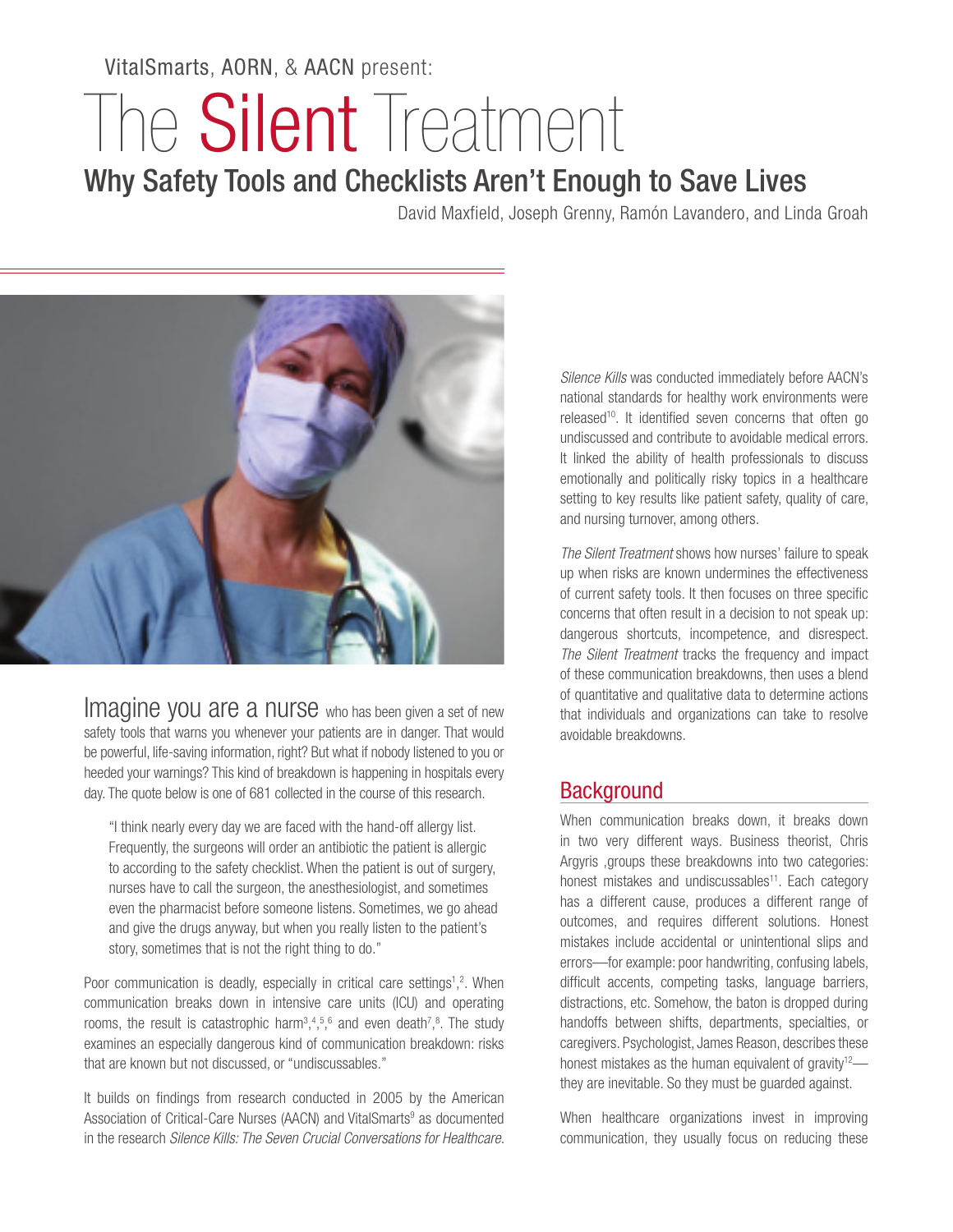VitalSmarts, AORN, & AACN present:

# The Silent Treatment

## Why Safety Tools and Checklists Aren't Enough to Save Lives

David Maxfield, Joseph Grenny, Ramón Lavandero, and Linda Groah

Imagine you are a nurse who has been given a set of new safety tools that warns you whenever your patients are in danger. That would be powerful, life-saving information, right? But what if nobody listened to you or heeded your warnings? This kind of breakdown is happening in hospitals every day. The quote below is one of 681 collected in the course of this research.

> "I think nearly every day we are faced with the hand-off allergy list. Frequently, the surgeons will order an antibiotic the patient is allergic to according to the safety checklist. When the patient is out of surgery, nurses have to call the surgeon, the anesthesiologist, and sometimes even the pharmacist before someone listens. Sometimes, we go ahead and give the drugs anyway, but when you really listen to the patient's story, sometimes that is not the right thing to do."

Poor communication is deadly, especially in critical care settings[1,2]. When communication breaks down in intensive care units (ICU) and operating rooms, the result is catastrophic harm[3,4,5,6] and even death[7,8]. The study examines an especially dangerous kind of communication breakdown: risks that are known but not discussed, or "undiscussables."

It builds on findings from research conducted in 2005 by the American Association of Critical-Care Nurses (AACN) and VitalSmarts[9] as documented in the research *Silence Kills: The Seven Crucial Conversations for Healthcare*.

*Silence Kills* was conducted immediately before AACN's national standards for healthy work environments were released[10]. It identified seven concerns that often go undiscussed and contribute to avoidable medical errors. It linked the ability of health professionals to discuss emotionally and politically risky topics in a healthcare setting to key results like patient safety, quality of care, and nursing turnover, among others.

*The Silent Treatment* shows how nurses' failure to speak up when risks are known undermines the effectiveness of current safety tools. It then focuses on three specific concerns that often result in a decision to not speak up: dangerous shortcuts, incompetence, and disrespect. *The Silent Treatment* tracks the frequency and impact of these communication breakdowns, then uses a blend of quantitative and qualitative data to determine actions that individuals and organizations can take to resolve avoidable breakdowns.

## Background

When communication breaks down, it breaks down in two very different ways. Business theorist, Chris Argyris ,groups these breakdowns into two categories: honest mistakes and undiscussables[11]. Each category has a different cause, produces a different range of outcomes, and requires different solutions. Honest mistakes include accidental or unintentional slips and errors—for example: poor handwriting, confusing labels, difficult accents, competing tasks, language barriers, distractions, etc. Somehow, the baton is dropped during handoffs between shifts, departments, specialties, or caregivers. Psychologist, James Reason, describes these honest mistakes as the human equivalent of gravity[12]—they are inevitable. So they must be guarded against.

When healthcare organizations invest in improving communication, they usually focus on reducing these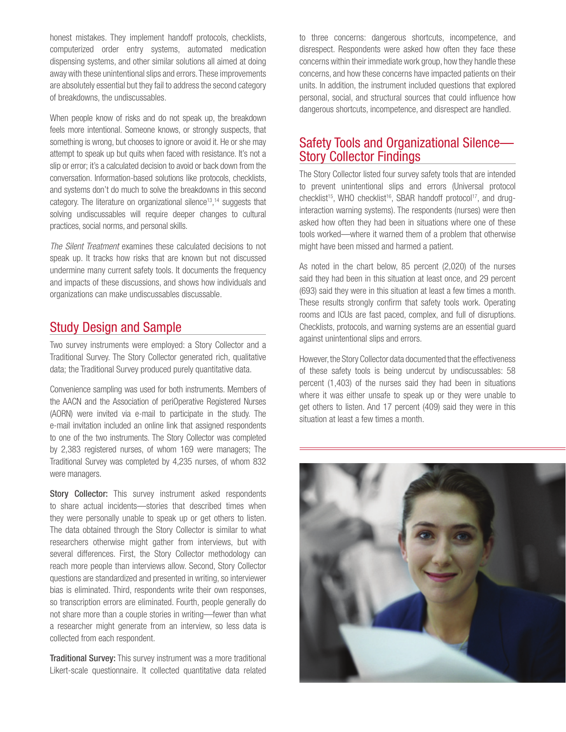honest mistakes. They implement handoff protocols, checklists, computerized order entry systems, automated medication dispensing systems, and other similar solutions all aimed at doing away with these unintentional slips and errors. These improvements are absolutely essential but they fail to address the second category of breakdowns, the undiscussables.

When people know of risks and do not speak up, the breakdown feels more intentional. Someone knows, or strongly suspects, that something is wrong, but chooses to ignore or avoid it. He or she may attempt to speak up but quits when faced with resistance. It's not a slip or error; it's a calculated decision to avoid or back down from the conversation. Information-based solutions like protocols, checklists, and systems don't do much to solve the breakdowns in this second category. The literature on organizational silence[13],[14] suggests that solving undiscussables will require deeper changes to cultural practices, social norms, and personal skills.

*The Silent Treatment* examines these calculated decisions to not speak up. It tracks how risks that are known but not discussed undermine many current safety tools. It documents the frequency and impacts of these discussions, and shows how individuals and organizations can make undiscussables discussable.

## Study Design and Sample

Two survey instruments were employed: a Story Collector and a Traditional Survey. The Story Collector generated rich, qualitative data; the Traditional Survey produced purely quantitative data.

Convenience sampling was used for both instruments. Members of the AACN and the Association of periOperative Registered Nurses (AORN) were invited via e-mail to participate in the study. The e-mail invitation included an online link that assigned respondents to one of the two instruments. The Story Collector was completed by 2,383 registered nurses, of whom 169 were managers; The Traditional Survey was completed by 4,235 nurses, of whom 832 were managers.

**Story Collector:** This survey instrument asked respondents to share actual incidents—stories that described times when they were personally unable to speak up or get others to listen. The data obtained through the Story Collector is similar to what researchers otherwise might gather from interviews, but with several differences. First, the Story Collector methodology can reach more people than interviews allow. Second, Story Collector questions are standardized and presented in writing, so interviewer bias is eliminated. Third, respondents write their own responses, so transcription errors are eliminated. Fourth, people generally do not share more than a couple stories in writing—fewer than what a researcher might generate from an interview, so less data is collected from each respondent.

**Traditional Survey:** This survey instrument was a more traditional Likert-scale questionnaire. It collected quantitative data related to three concerns: dangerous shortcuts, incompetence, and disrespect. Respondents were asked how often they face these concerns within their immediate work group, how they handle these concerns, and how these concerns have impacted patients on their units. In addition, the instrument included questions that explored personal, social, and structural sources that could influence how dangerous shortcuts, incompetence, and disrespect are handled.

## Safety Tools and Organizational Silence—Story Collector Findings

The Story Collector listed four survey safety tools that are intended to prevent unintentional slips and errors (Universal protocol checklist[15], WHO checklist[16], SBAR handoff protocol[17], and drug-interaction warning systems). The respondents (nurses) were then asked how often they had been in situations where one of these tools worked—where it warned them of a problem that otherwise might have been missed and harmed a patient.

As noted in the chart below, 85 percent (2,020) of the nurses said they had been in this situation at least once, and 29 percent (693) said they were in this situation at least a few times a month. These results strongly confirm that safety tools work. Operating rooms and ICUs are fast paced, complex, and full of disruptions. Checklists, protocols, and warning systems are an essential guard against unintentional slips and errors.

However, the Story Collector data documented that the effectiveness of these safety tools is being undercut by undiscussables: 58 percent (1,403) of the nurses said they had been in situations where it was either unsafe to speak up or they were unable to get others to listen. And 17 percent (409) said they were in this situation at least a few times a month.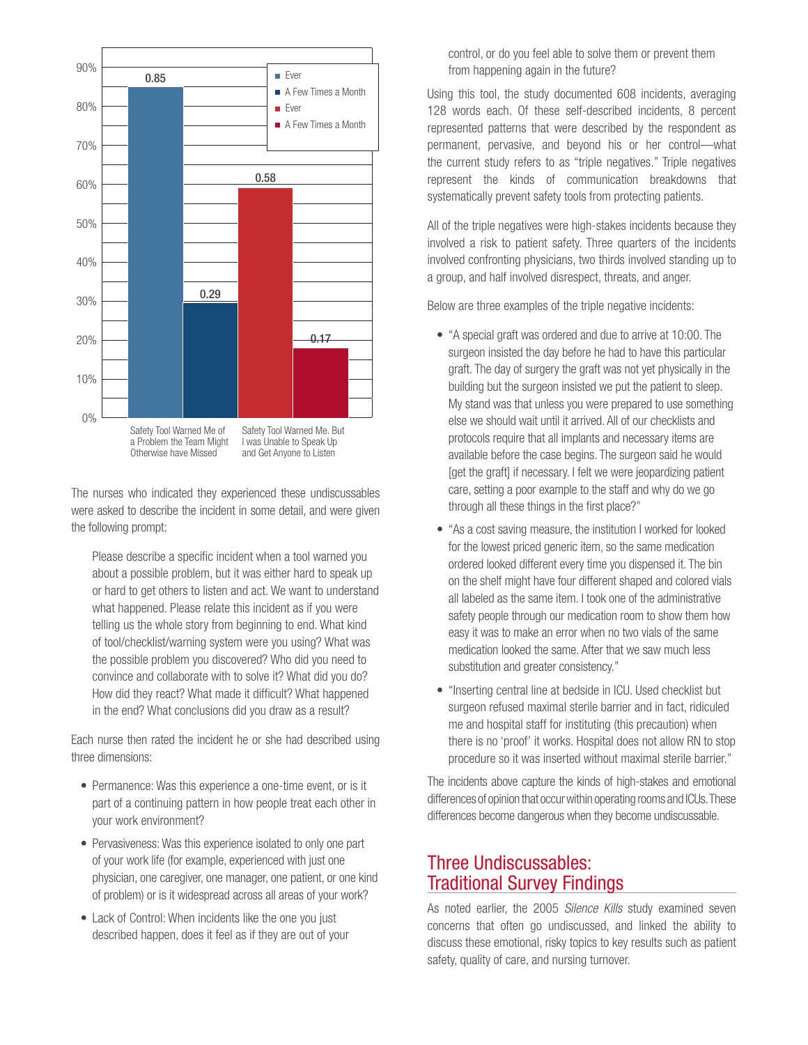| | Ever | A Few Times a Month |
|---|---|---|
| Safety Tool Warned Me of a Problem the Team Might Otherwise have Missed | 0.85 | 0.29 |
| Safety Tool Warned Me. But I was Unable to Speak Up and Get Anyone to Listen | 0.58 | 0.17 |

The nurses who indicated they experienced these undiscussables were asked to describe the incident in some detail, and were given the following prompt:

> Please describe a specific incident when a tool warned you about a possible problem, but it was either hard to speak up or hard to get others to listen and act. We want to understand what happened. Please relate this incident as if you were telling us the whole story from beginning to end. What kind of tool/checklist/warning system were you using? What was the possible problem you discovered? Who did you need to convince and collaborate with to solve it? What did you do? How did they react? What made it difficult? What happened in the end? What conclusions did you draw as a result?

Each nurse then rated the incident he or she had described using three dimensions:

- Permanence: Was this experience a one-time event, or is it part of a continuing pattern in how people treat each other in your work environment?
- Pervasiveness: Was this experience isolated to only one part of your work life (for example, experienced with just one physician, one caregiver, one manager, one patient, or one kind of problem) or is it widespread across all areas of your work?
- Lack of Control: When incidents like the one you just described happen, does it feel as if they are out of your control, or do you feel able to solve them or prevent them from happening again in the future?

Using this tool, the study documented 608 incidents, averaging 128 words each. Of these self-described incidents, 8 percent represented patterns that were described by the respondent as permanent, pervasive, and beyond his or her control—what the current study refers to as "triple negatives." Triple negatives represent the kinds of communication breakdowns that systematically prevent safety tools from protecting patients.

All of the triple negatives were high-stakes incidents because they involved a risk to patient safety. Three quarters of the incidents involved confronting physicians, two thirds involved standing up to a group, and half involved disrespect, threats, and anger.

Below are three examples of the triple negative incidents:

- "A special graft was ordered and due to arrive at 10:00. The surgeon insisted the day before he had to have this particular graft. The day of surgery the graft was not yet physically in the building but the surgeon insisted we put the patient to sleep. My stand was that unless you were prepared to use something else we should wait until it arrived. All of our checklists and protocols require that all implants and necessary items are available before the case begins. The surgeon said he would [get the graft] if necessary. I felt we were jeopardizing patient care, setting a poor example to the staff and why do we go through all these things in the first place?"
- "As a cost saving measure, the institution I worked for looked for the lowest priced generic item, so the same medication ordered looked different every time you dispensed it. The bin on the shelf might have four different shaped and colored vials all labeled as the same item. I took one of the administrative safety people through our medication room to show them how easy it was to make an error when no two vials of the same medication looked the same. After that we saw much less substitution and greater consistency."
- "Inserting central line at bedside in ICU. Used checklist but surgeon refused maximal sterile barrier and in fact, ridiculed me and hospital staff for instituting (this precaution) when there is no 'proof' it works. Hospital does not allow RN to stop procedure so it was inserted without maximal sterile barrier."

The incidents above capture the kinds of high-stakes and emotional differences of opinion that occur within operating rooms and ICUs. These differences become dangerous when they become undiscussable.

## Three Undiscussables: Traditional Survey Findings

As noted earlier, the 2005 *Silence Kills* study examined seven concerns that often go undiscussed, and linked the ability to discuss these emotional, risky topics to key results such as patient safety, quality of care, and nursing turnover.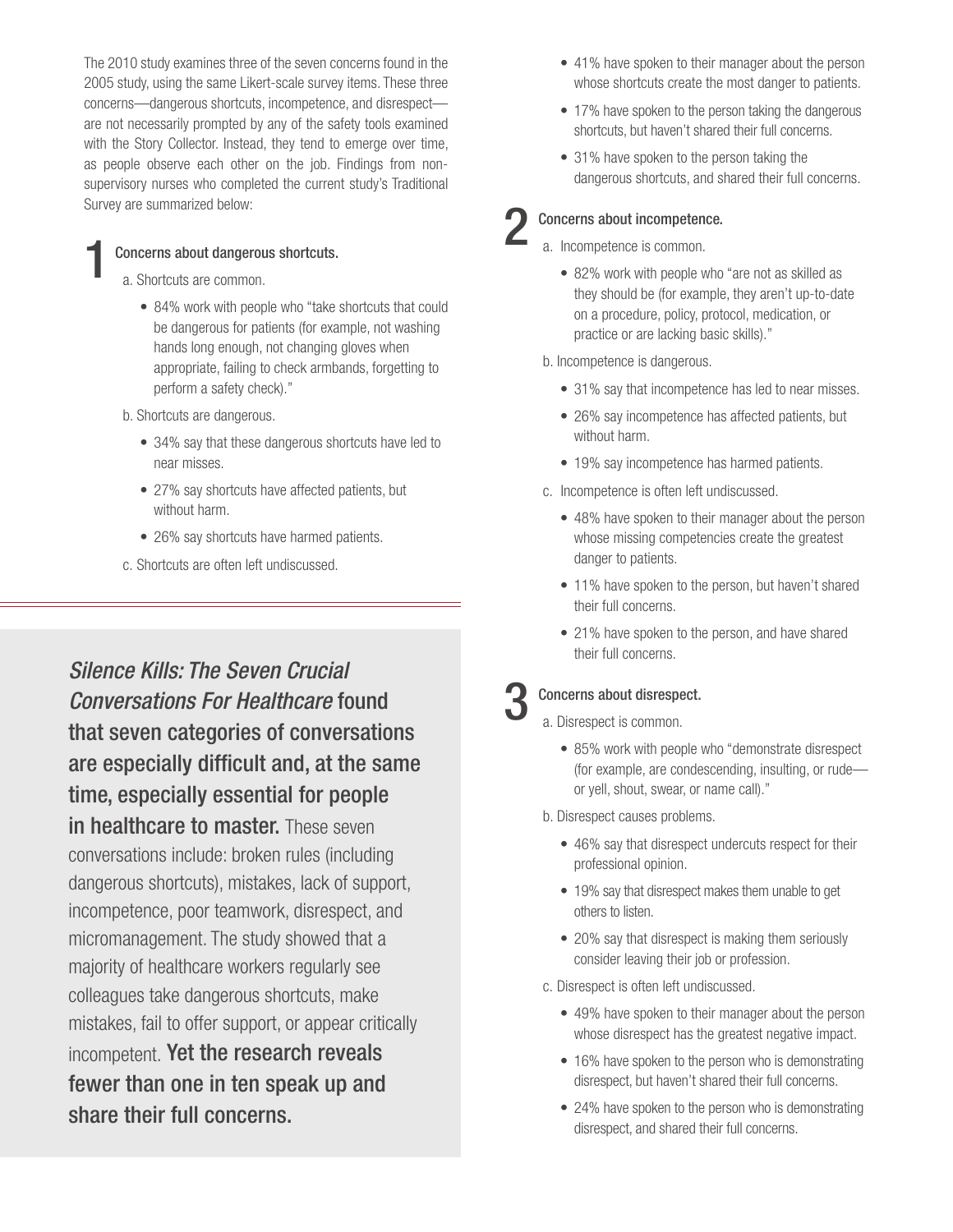The 2010 study examines three of the seven concerns found in the 2005 study, using the same Likert-scale survey items. These three concerns—dangerous shortcuts, incompetence, and disrespect—are not necessarily prompted by any of the safety tools examined with the Story Collector. Instead, they tend to emerge over time, as people observe each other on the job. Findings from non-supervisory nurses who completed the current study's Traditional Survey are summarized below:

## 1 Concerns about dangerous shortcuts.

a. Shortcuts are common.

- 84% work with people who "take shortcuts that could be dangerous for patients (for example, not washing hands long enough, not changing gloves when appropriate, failing to check armbands, forgetting to perform a safety check)."

b. Shortcuts are dangerous.

- 34% say that these dangerous shortcuts have led to near misses.
- 27% say shortcuts have affected patients, but without harm.
- 26% say shortcuts have harmed patients.

c. Shortcuts are often left undiscussed.

- 41% have spoken to their manager about the person whose shortcuts create the most danger to patients.
- 17% have spoken to the person taking the dangerous shortcuts, but haven't shared their full concerns.
- 31% have spoken to the person taking the dangerous shortcuts, and shared their full concerns.

## 2 Concerns about incompetence.

a. Incompetence is common.

- 82% work with people who "are not as skilled as they should be (for example, they aren't up-to-date on a procedure, policy, protocol, medication, or practice or are lacking basic skills)."

b. Incompetence is dangerous.

- 31% say that incompetence has led to near misses.
- 26% say incompetence has affected patients, but without harm.
- 19% say incompetence has harmed patients.

c. Incompetence is often left undiscussed.

- 48% have spoken to their manager about the person whose missing competencies create the greatest danger to patients.
- 11% have spoken to the person, but haven't shared their full concerns.
- 21% have spoken to the person, and have shared their full concerns.

## 3 Concerns about disrespect.

a. Disrespect is common.

- 85% work with people who "demonstrate disrespect (for example, are condescending, insulting, or rude—or yell, shout, swear, or name call)."

b. Disrespect causes problems.

- 46% say that disrespect undercuts respect for their professional opinion.
- 19% say that disrespect makes them unable to get others to listen.
- 20% say that disrespect is making them seriously consider leaving their job or profession.

c. Disrespect is often left undiscussed.

- 49% have spoken to their manager about the person whose disrespect has the greatest negative impact.
- 16% have spoken to the person who is demonstrating disrespect, but haven't shared their full concerns.
- 24% have spoken to the person who is demonstrating disrespect, and shared their full concerns.

---

***Silence Kills: The Seven Crucial Conversations For Healthcare*** **found that seven categories of conversations are especially difficult and, at the same time, especially essential for people in healthcare to master.** These seven conversations include: broken rules (including dangerous shortcuts), mistakes, lack of support, incompetence, poor teamwork, disrespect, and micromanagement. The study showed that a majority of healthcare workers regularly see colleagues take dangerous shortcuts, make mistakes, fail to offer support, or appear critically incompetent. **Yet the research reveals fewer than one in ten speak up and share their full concerns.**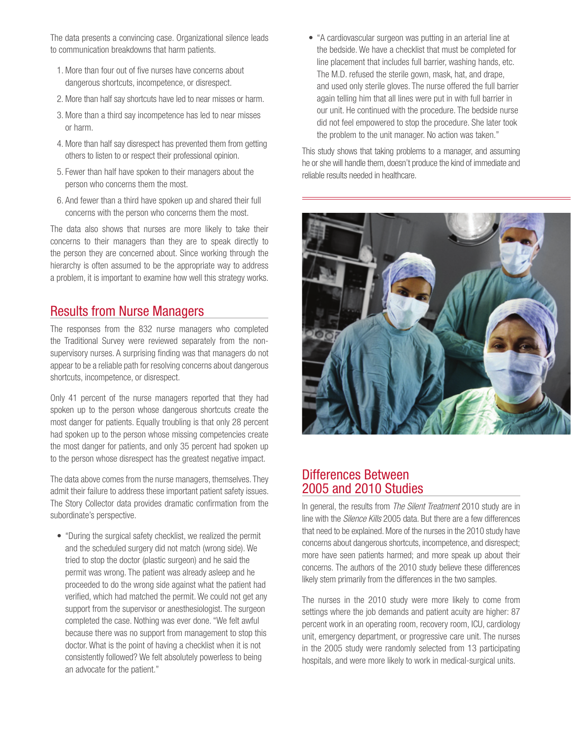The data presents a convincing case. Organizational silence leads to communication breakdowns that harm patients.

1. More than four out of five nurses have concerns about dangerous shortcuts, incompetence, or disrespect.
2. More than half say shortcuts have led to near misses or harm.
3. More than a third say incompetence has led to near misses or harm.
4. More than half say disrespect has prevented them from getting others to listen to or respect their professional opinion.
5. Fewer than half have spoken to their managers about the person who concerns them the most.
6. And fewer than a third have spoken up and shared their full concerns with the person who concerns them the most.

The data also shows that nurses are more likely to take their concerns to their managers than they are to speak directly to the person they are concerned about. Since working through the hierarchy is often assumed to be the appropriate way to address a problem, it is important to examine how well this strategy works.

## Results from Nurse Managers

The responses from the 832 nurse managers who completed the Traditional Survey were reviewed separately from the non-supervisory nurses. A surprising finding was that managers do not appear to be a reliable path for resolving concerns about dangerous shortcuts, incompetence, or disrespect.

Only 41 percent of the nurse managers reported that they had spoken up to the person whose dangerous shortcuts create the most danger for patients. Equally troubling is that only 28 percent had spoken up to the person whose missing competencies create the most danger for patients, and only 35 percent had spoken up to the person whose disrespect has the greatest negative impact.

The data above comes from the nurse managers, themselves. They admit their failure to address these important patient safety issues. The Story Collector data provides dramatic confirmation from the subordinate's perspective.

- "During the surgical safety checklist, we realized the permit and the scheduled surgery did not match (wrong side). We tried to stop the doctor (plastic surgeon) and he said the permit was wrong. The patient was already asleep and he proceeded to do the wrong side against what the patient had verified, which had matched the permit. We could not get any support from the supervisor or anesthesiologist. The surgeon completed the case. Nothing was ever done. "We felt awful because there was no support from management to stop this doctor. What is the point of having a checklist when it is not consistently followed? We felt absolutely powerless to being an advocate for the patient."
- "A cardiovascular surgeon was putting in an arterial line at the bedside. We have a checklist that must be completed for line placement that includes full barrier, washing hands, etc. The M.D. refused the sterile gown, mask, hat, and drape, and used only sterile gloves. The nurse offered the full barrier again telling him that all lines were put in with full barrier in our unit. He continued with the procedure. The bedside nurse did not feel empowered to stop the procedure. She later took the problem to the unit manager. No action was taken."

This study shows that taking problems to a manager, and assuming he or she will handle them, doesn't produce the kind of immediate and reliable results needed in healthcare.

## Differences Between 2005 and 2010 Studies

In general, the results from *The Silent Treatment* 2010 study are in line with the *Silence Kills* 2005 data. But there are a few differences that need to be explained. More of the nurses in the 2010 study have concerns about dangerous shortcuts, incompetence, and disrespect; more have seen patients harmed; and more speak up about their concerns. The authors of the 2010 study believe these differences likely stem primarily from the differences in the two samples.

The nurses in the 2010 study were more likely to come from settings where the job demands and patient acuity are higher: 87 percent work in an operating room, recovery room, ICU, cardiology unit, emergency department, or progressive care unit. The nurses in the 2005 study were randomly selected from 13 participating hospitals, and were more likely to work in medical-surgical units.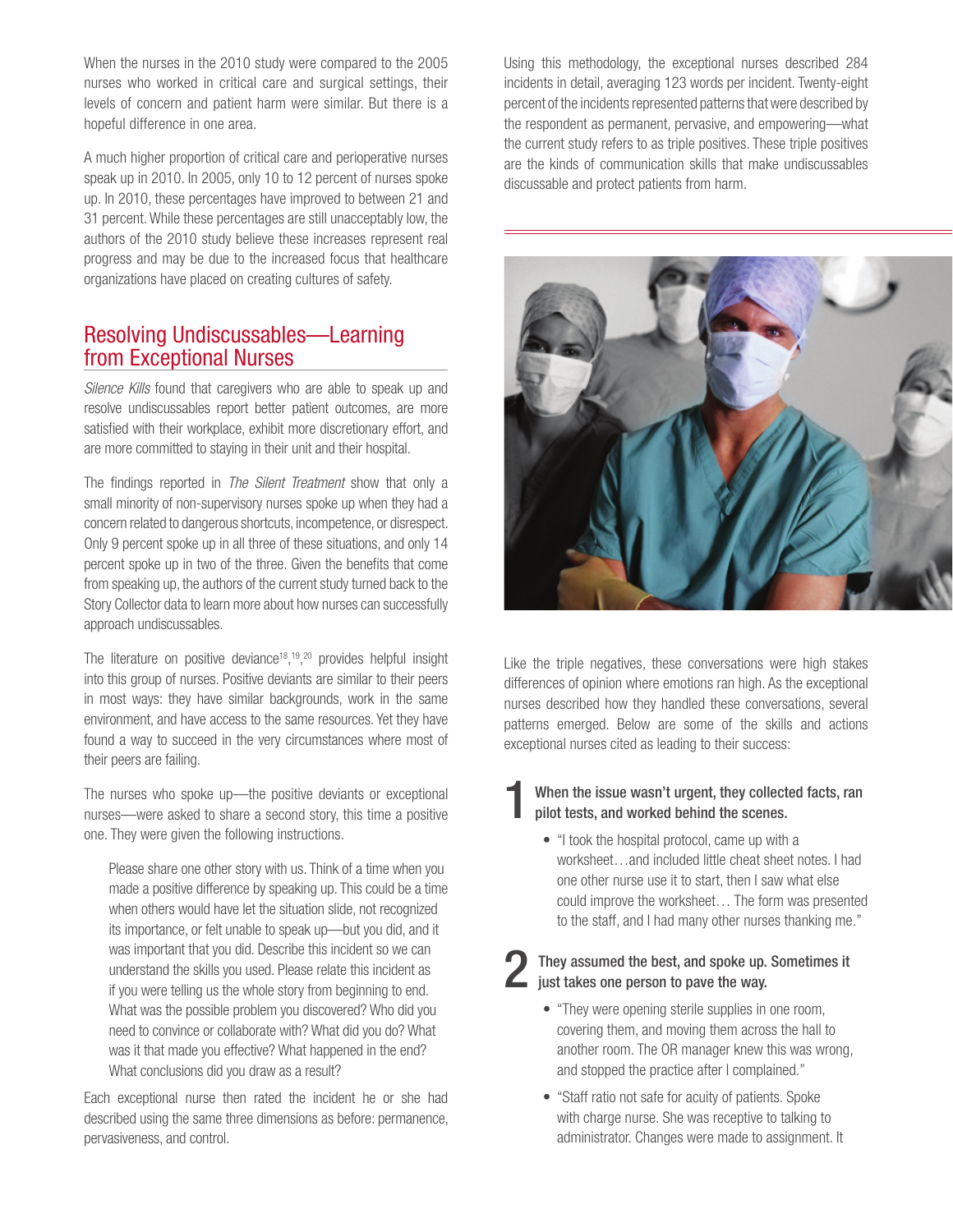When the nurses in the 2010 study were compared to the 2005 nurses who worked in critical care and surgical settings, their levels of concern and patient harm were similar. But there is a hopeful difference in one area.

A much higher proportion of critical care and perioperative nurses speak up in 2010. In 2005, only 10 to 12 percent of nurses spoke up. In 2010, these percentages have improved to between 21 and 31 percent. While these percentages are still unacceptably low, the authors of the 2010 study believe these increases represent real progress and may be due to the increased focus that healthcare organizations have placed on creating cultures of safety.

## Resolving Undiscussables—Learning from Exceptional Nurses

*Silence Kills* found that caregivers who are able to speak up and resolve undiscussables report better patient outcomes, are more satisfied with their workplace, exhibit more discretionary effort, and are more committed to staying in their unit and their hospital.

The findings reported in *The Silent Treatment* show that only a small minority of non-supervisory nurses spoke up when they had a concern related to dangerous shortcuts, incompetence, or disrespect. Only 9 percent spoke up in all three of these situations, and only 14 percent spoke up in two of the three. Given the benefits that come from speaking up, the authors of the current study turned back to the Story Collector data to learn more about how nurses can successfully approach undiscussables.

The literature on positive deviance[18,19,20] provides helpful insight into this group of nurses. Positive deviants are similar to their peers in most ways: they have similar backgrounds, work in the same environment, and have access to the same resources. Yet they have found a way to succeed in the very circumstances where most of their peers are failing.

The nurses who spoke up—the positive deviants or exceptional nurses—were asked to share a second story, this time a positive one. They were given the following instructions.

> Please share one other story with us. Think of a time when you made a positive difference by speaking up. This could be a time when others would have let the situation slide, not recognized its importance, or felt unable to speak up—but you did, and it was important that you did. Describe this incident so we can understand the skills you used. Please relate this incident as if you were telling us the whole story from beginning to end. What was the possible problem you discovered? Who did you need to convince or collaborate with? What did you do? What was it that made you effective? What happened in the end? What conclusions did you draw as a result?

Each exceptional nurse then rated the incident he or she had described using the same three dimensions as before: permanence, pervasiveness, and control.

Using this methodology, the exceptional nurses described 284 incidents in detail, averaging 123 words per incident. Twenty-eight percent of the incidents represented patterns that were described by the respondent as permanent, pervasive, and empowering—what the current study refers to as triple positives. These triple positives are the kinds of communication skills that make undiscussables discussable and protect patients from harm.

Like the triple negatives, these conversations were high stakes differences of opinion where emotions ran high. As the exceptional nurses described how they handled these conversations, several patterns emerged. Below are some of the skills and actions exceptional nurses cited as leading to their success:

**1 When the issue wasn't urgent, they collected facts, ran pilot tests, and worked behind the scenes.**

- "I took the hospital protocol, came up with a worksheet…and included little cheat sheet notes. I had one other nurse use it to start, then I saw what else could improve the worksheet… The form was presented to the staff, and I had many other nurses thanking me."

**2 They assumed the best, and spoke up. Sometimes it just takes one person to pave the way.**

- "They were opening sterile supplies in one room, covering them, and moving them across the hall to another room. The OR manager knew this was wrong, and stopped the practice after I complained."
- "Staff ratio not safe for acuity of patients. Spoke with charge nurse. She was receptive to talking to administrator. Changes were made to assignment. It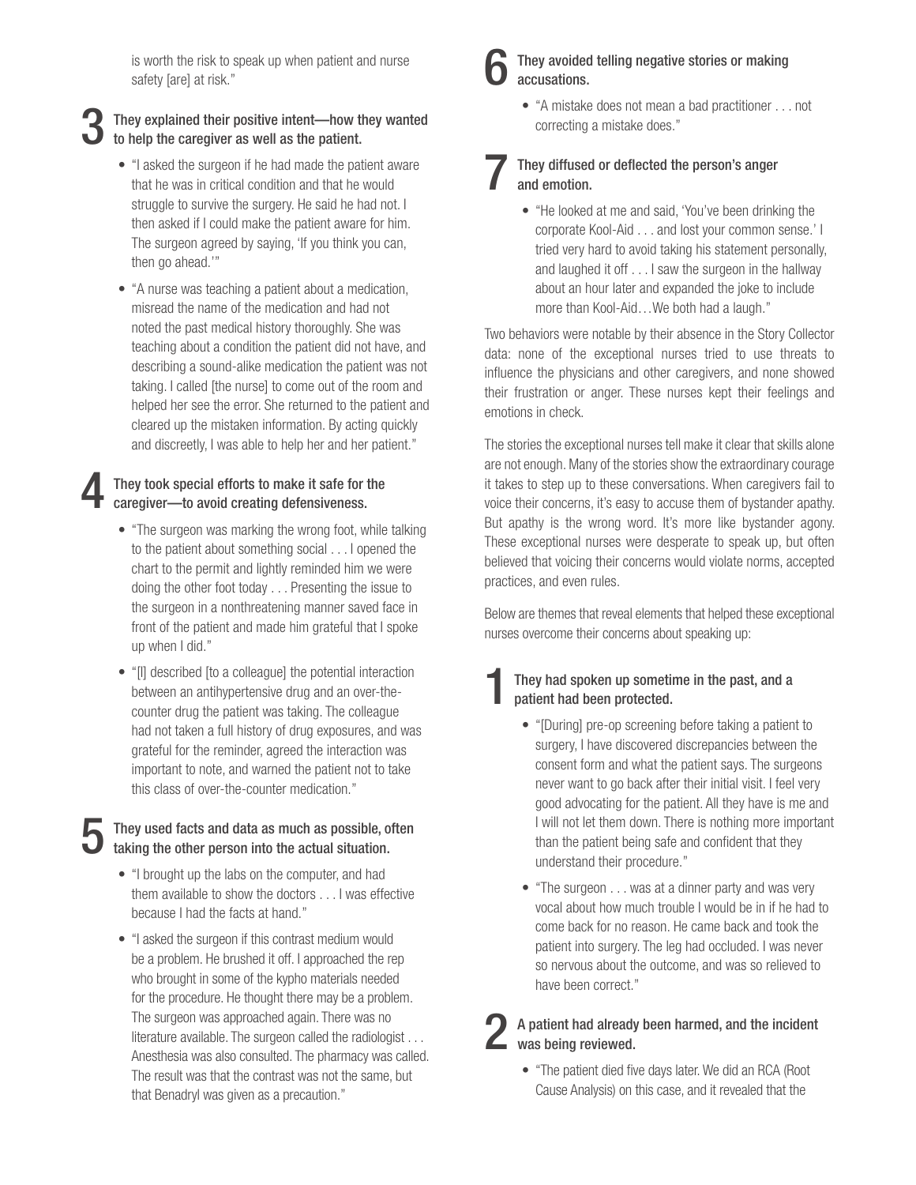is worth the risk to speak up when patient and nurse safety [are] at risk."

### 3 They explained their positive intent—how they wanted to help the caregiver as well as the patient.

- "I asked the surgeon if he had made the patient aware that he was in critical condition and that he would struggle to survive the surgery. He said he had not. I then asked if I could make the patient aware for him. The surgeon agreed by saying, 'If you think you can, then go ahead.'"
- "A nurse was teaching a patient about a medication, misread the name of the medication and had not noted the past medical history thoroughly. She was teaching about a condition the patient did not have, and describing a sound-alike medication the patient was not taking. I called [the nurse] to come out of the room and helped her see the error. She returned to the patient and cleared up the mistaken information. By acting quickly and discreetly, I was able to help her and her patient."

### 4 They took special efforts to make it safe for the caregiver—to avoid creating defensiveness.

- "The surgeon was marking the wrong foot, while talking to the patient about something social . . . I opened the chart to the permit and lightly reminded him we were doing the other foot today . . . Presenting the issue to the surgeon in a nonthreatening manner saved face in front of the patient and made him grateful that I spoke up when I did."
- "[I] described [to a colleague] the potential interaction between an antihypertensive drug and an over-the-counter drug the patient was taking. The colleague had not taken a full history of drug exposures, and was grateful for the reminder, agreed the interaction was important to note, and warned the patient not to take this class of over-the-counter medication."

### 5 They used facts and data as much as possible, often taking the other person into the actual situation.

- "I brought up the labs on the computer, and had them available to show the doctors . . . I was effective because I had the facts at hand."
- "I asked the surgeon if this contrast medium would be a problem. He brushed it off. I approached the rep who brought in some of the kypho materials needed for the procedure. He thought there may be a problem. The surgeon was approached again. There was no literature available. The surgeon called the radiologist . . . Anesthesia was also consulted. The pharmacy was called. The result was that the contrast was not the same, but that Benadryl was given as a precaution."

### 6 They avoided telling negative stories or making accusations.

- "A mistake does not mean a bad practitioner . . . not correcting a mistake does."

### 7 They diffused or deflected the person's anger and emotion.

- "He looked at me and said, 'You've been drinking the corporate Kool-Aid . . . and lost your common sense.' I tried very hard to avoid taking his statement personally, and laughed it off . . . I saw the surgeon in the hallway about an hour later and expanded the joke to include more than Kool-Aid…We both had a laugh."

Two behaviors were notable by their absence in the Story Collector data: none of the exceptional nurses tried to use threats to influence the physicians and other caregivers, and none showed their frustration or anger. These nurses kept their feelings and emotions in check.

The stories the exceptional nurses tell make it clear that skills alone are not enough. Many of the stories show the extraordinary courage it takes to step up to these conversations. When caregivers fail to voice their concerns, it's easy to accuse them of bystander apathy. But apathy is the wrong word. It's more like bystander agony. These exceptional nurses were desperate to speak up, but often believed that voicing their concerns would violate norms, accepted practices, and even rules.

Below are themes that reveal elements that helped these exceptional nurses overcome their concerns about speaking up:

### 1 They had spoken up sometime in the past, and a patient had been protected.

- "[During] pre-op screening before taking a patient to surgery, I have discovered discrepancies between the consent form and what the patient says. The surgeons never want to go back after their initial visit. I feel very good advocating for the patient. All they have is me and I will not let them down. There is nothing more important than the patient being safe and confident that they understand their procedure."
- "The surgeon . . . was at a dinner party and was very vocal about how much trouble I would be in if he had to come back for no reason. He came back and took the patient into surgery. The leg had occluded. I was never so nervous about the outcome, and was so relieved to have been correct."

### 2 A patient had already been harmed, and the incident was being reviewed.

- "The patient died five days later. We did an RCA (Root Cause Analysis) on this case, and it revealed that the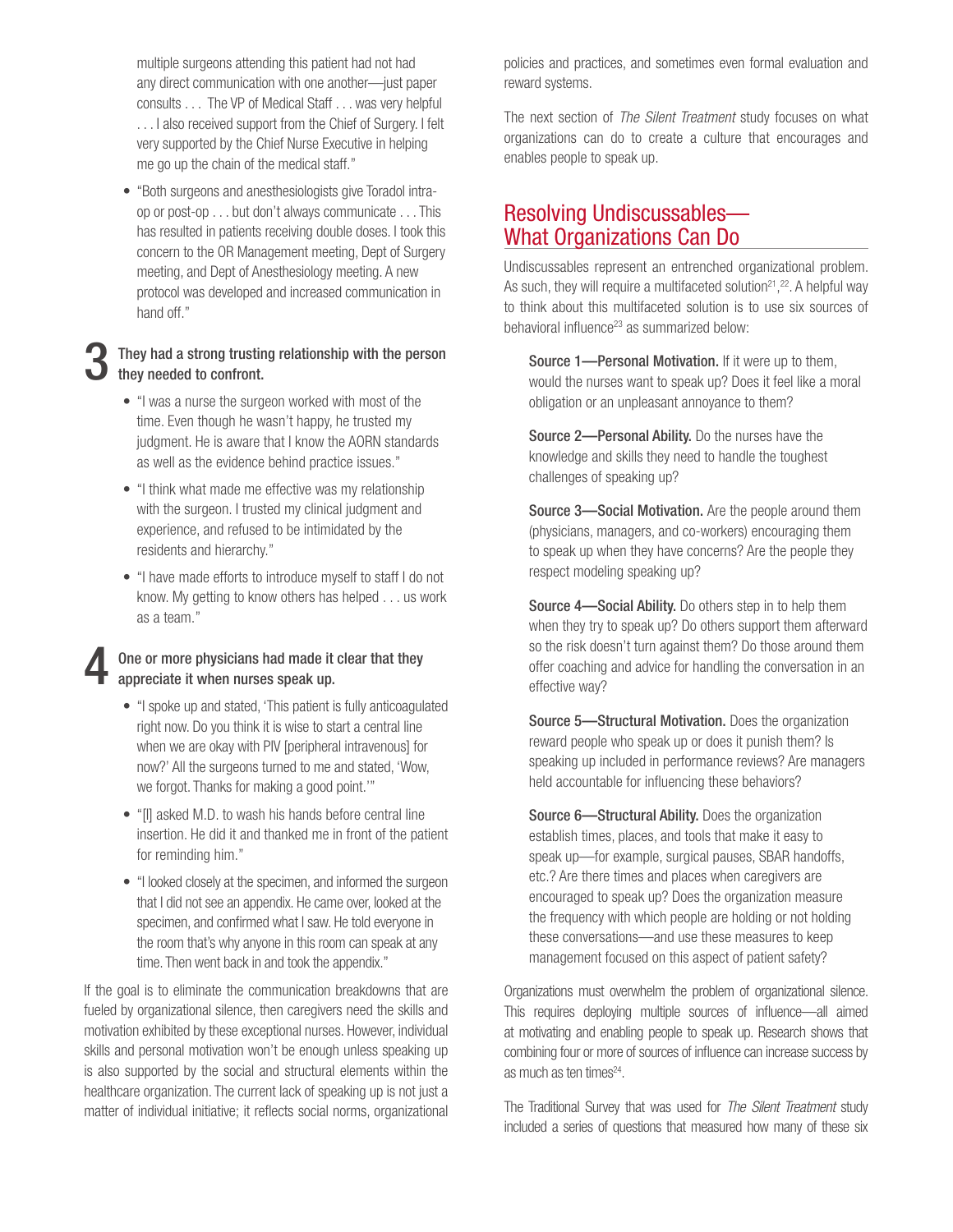multiple surgeons attending this patient had not had any direct communication with one another—just paper consults . . . The VP of Medical Staff . . . was very helpful . . . I also received support from the Chief of Surgery. I felt very supported by the Chief Nurse Executive in helping me go up the chain of the medical staff."

- "Both surgeons and anesthesiologists give Toradol intra-op or post-op . . . but don't always communicate . . . This has resulted in patients receiving double doses. I took this concern to the OR Management meeting, Dept of Surgery meeting, and Dept of Anesthesiology meeting. A new protocol was developed and increased communication in hand off."

### 3 They had a strong trusting relationship with the person they needed to confront.

- "I was a nurse the surgeon worked with most of the time. Even though he wasn't happy, he trusted my judgment. He is aware that I know the AORN standards as well as the evidence behind practice issues."
- "I think what made me effective was my relationship with the surgeon. I trusted my clinical judgment and experience, and refused to be intimidated by the residents and hierarchy."
- "I have made efforts to introduce myself to staff I do not know. My getting to know others has helped . . . us work as a team."

### 4 One or more physicians had made it clear that they appreciate it when nurses speak up.

- "I spoke up and stated, 'This patient is fully anticoagulated right now. Do you think it is wise to start a central line when we are okay with PIV [peripheral intravenous] for now?' All the surgeons turned to me and stated, 'Wow, we forgot. Thanks for making a good point.'"
- "[I] asked M.D. to wash his hands before central line insertion. He did it and thanked me in front of the patient for reminding him."
- "I looked closely at the specimen, and informed the surgeon that I did not see an appendix. He came over, looked at the specimen, and confirmed what I saw. He told everyone in the room that's why anyone in this room can speak at any time. Then went back in and took the appendix."

If the goal is to eliminate the communication breakdowns that are fueled by organizational silence, then caregivers need the skills and motivation exhibited by these exceptional nurses. However, individual skills and personal motivation won't be enough unless speaking up is also supported by the social and structural elements within the healthcare organization. The current lack of speaking up is not just a matter of individual initiative; it reflects social norms, organizational policies and practices, and sometimes even formal evaluation and reward systems.

The next section of *The Silent Treatment* study focuses on what organizations can do to create a culture that encourages and enables people to speak up.

## Resolving Undiscussables—What Organizations Can Do

Undiscussables represent an entrenched organizational problem. As such, they will require a multifaceted solution[21,22]. A helpful way to think about this multifaceted solution is to use six sources of behavioral influence[23] as summarized below:

**Source 1—Personal Motivation.** If it were up to them, would the nurses want to speak up? Does it feel like a moral obligation or an unpleasant annoyance to them?

**Source 2—Personal Ability.** Do the nurses have the knowledge and skills they need to handle the toughest challenges of speaking up?

**Source 3—Social Motivation.** Are the people around them (physicians, managers, and co-workers) encouraging them to speak up when they have concerns? Are the people they respect modeling speaking up?

**Source 4—Social Ability.** Do others step in to help them when they try to speak up? Do others support them afterward so the risk doesn't turn against them? Do those around them offer coaching and advice for handling the conversation in an effective way?

**Source 5—Structural Motivation.** Does the organization reward people who speak up or does it punish them? Is speaking up included in performance reviews? Are managers held accountable for influencing these behaviors?

**Source 6—Structural Ability.** Does the organization establish times, places, and tools that make it easy to speak up—for example, surgical pauses, SBAR handoffs, etc.? Are there times and places when caregivers are encouraged to speak up? Does the organization measure the frequency with which people are holding or not holding these conversations—and use these measures to keep management focused on this aspect of patient safety?

Organizations must overwhelm the problem of organizational silence. This requires deploying multiple sources of influence—all aimed at motivating and enabling people to speak up. Research shows that combining four or more of sources of influence can increase success by as much as ten times[24].

The Traditional Survey that was used for *The Silent Treatment* study included a series of questions that measured how many of these six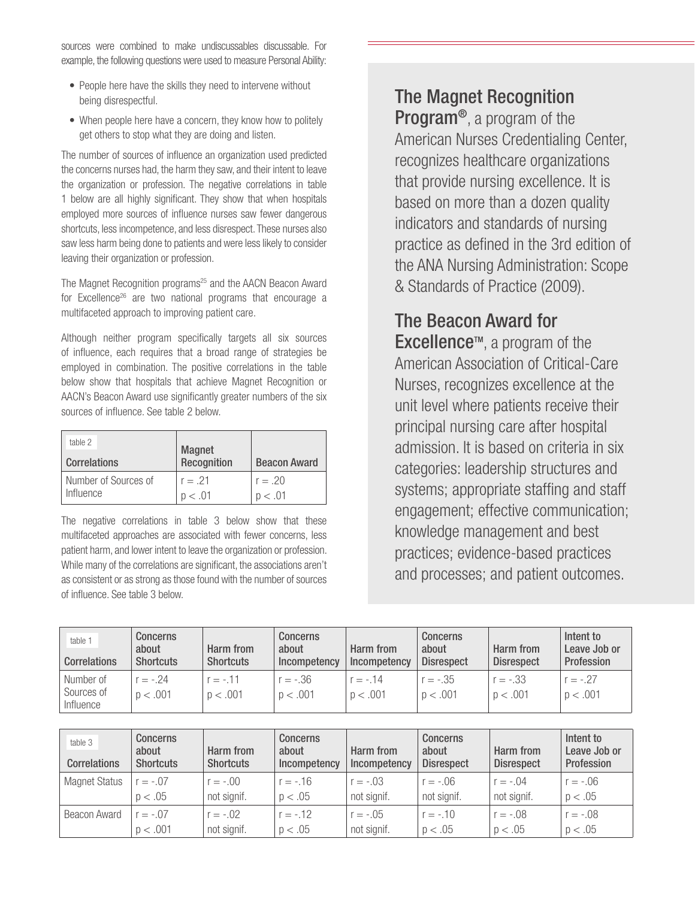sources were combined to make undiscussables discussable. For example, the following questions were used to measure Personal Ability:

- People here have the skills they need to intervene without being disrespectful.
- When people here have a concern, they know how to politely get others to stop what they are doing and listen.

The number of sources of influence an organization used predicted the concerns nurses had, the harm they saw, and their intent to leave the organization or profession. The negative correlations in table 1 below are all highly significant. They show that when hospitals employed more sources of influence nurses saw fewer dangerous shortcuts, less incompetence, and less disrespect. These nurses also saw less harm being done to patients and were less likely to consider leaving their organization or profession.

The Magnet Recognition programs[25] and the AACN Beacon Award for Excellence[26] are two national programs that encourage a multifaceted approach to improving patient care.

Although neither program specifically targets all six sources of influence, each requires that a broad range of strategies be employed in combination. The positive correlations in the table below show that hospitals that achieve Magnet Recognition or AACN's Beacon Award use significantly greater numbers of the six sources of influence. See table 2 below.

| table 2<br>Correlations | Magnet Recognition | Beacon Award |
|---|---|---|
| Number of Sources of Influence | $r = .21$<br>$p < .01$ | $r = .20$<br>$p < .01$ |

The negative correlations in table 3 below show that these multifaceted approaches are associated with fewer concerns, less patient harm, and lower intent to leave the organization or profession. While many of the correlations are significant, the associations aren't as consistent or as strong as those found with the number of sources of influence. See table 3 below.

## The Magnet Recognition Program®

**The Magnet Recognition Program®**, a program of the American Nurses Credentialing Center, recognizes healthcare organizations that provide nursing excellence. It is based on more than a dozen quality indicators and standards of nursing practice as defined in the 3rd edition of the ANA Nursing Administration: Scope & Standards of Practice (2009).

## The Beacon Award for Excellence™

**The Beacon Award for Excellence™**, a program of the American Association of Critical-Care Nurses, recognizes excellence at the unit level where patients receive their principal nursing care after hospital admission. It is based on criteria in six categories: leadership structures and systems; appropriate staffing and staff engagement; effective communication; knowledge management and best practices; evidence-based practices and processes; and patient outcomes.

| table 1<br>Correlations | Concerns about Shortcuts | Harm from Shortcuts | Concerns about Incompetency | Harm from Incompetency | Concerns about Disrespect | Harm from Disrespect | Intent to Leave Job or Profession |
|---|---|---|---|---|---|---|---|
| Number of Sources of Influence | $r = -.24$<br>$p < .001$ | $r = -.11$<br>$p < .001$ | $r = -.36$<br>$p < .001$ | $r = -.14$<br>$p < .001$ | $r = -.35$<br>$p < .001$ | $r = -.33$<br>$p < .001$ | $r = -.27$<br>$p < .001$ |

| table 3<br>Correlations | Concerns about Shortcuts | Harm from Shortcuts | Concerns about Incompetency | Harm from Incompetency | Concerns about Disrespect | Harm from Disrespect | Intent to Leave Job or Profession |
|---|---|---|---|---|---|---|---|
| Magnet Status | $r = -.07$<br>$p < .05$ | $r = -.00$<br>not signif. | $r = -.16$<br>$p < .05$ | $r = -.03$<br>not signif. | $r = -.06$<br>not signif. | $r = -.04$<br>not signif. | $r = -.06$<br>$p < .05$ |
| Beacon Award | $r = -.07$<br>$p < .001$ | $r = -.02$<br>not signif. | $r = -.12$<br>$p < .05$ | $r = -.05$<br>not signif. | $r = -.10$<br>$p < .05$ | $r = -.08$<br>$p < .05$ | $r = -.08$<br>$p < .05$ |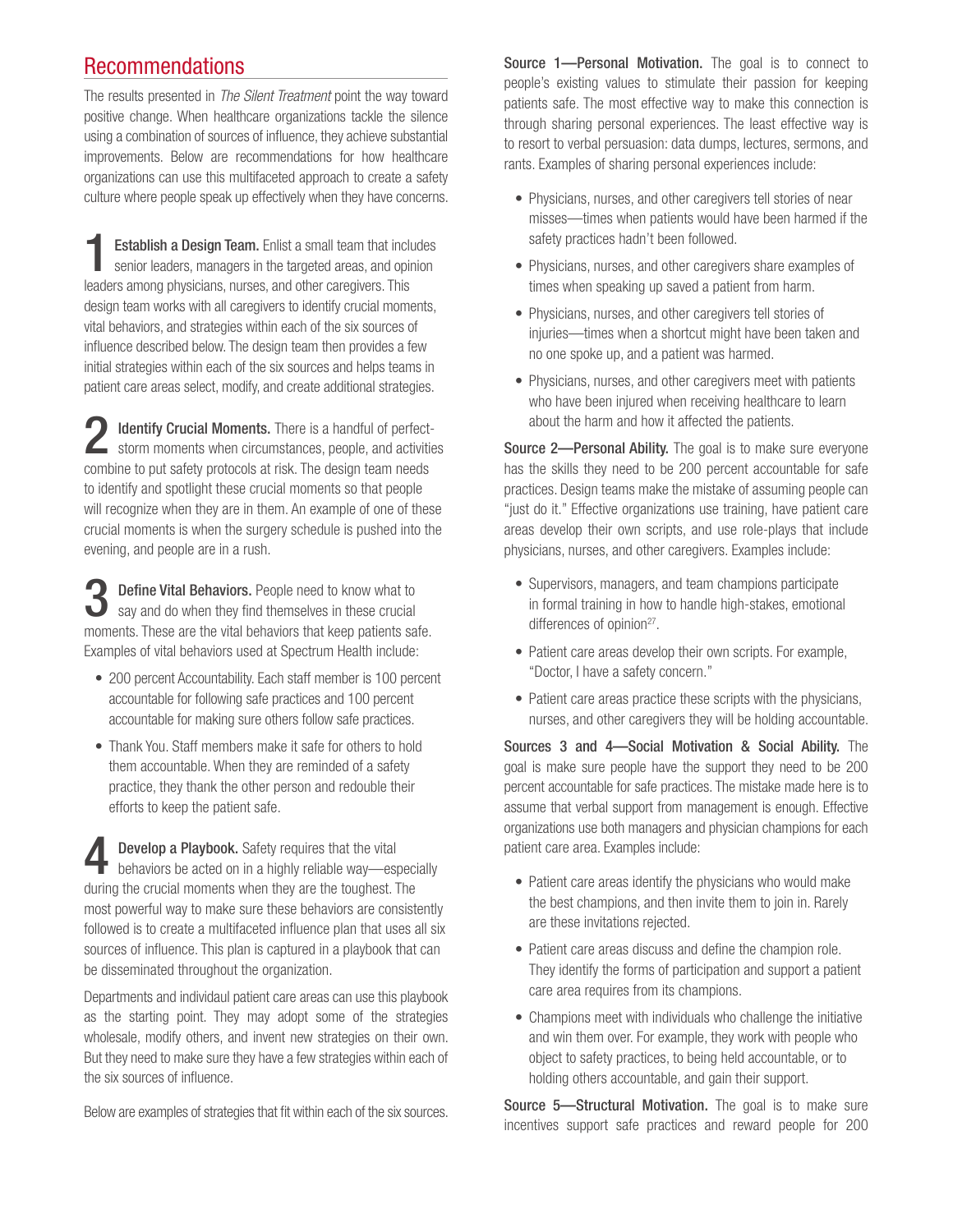## Recommendations

The results presented in *The Silent Treatment* point the way toward positive change. When healthcare organizations tackle the silence using a combination of sources of influence, they achieve substantial improvements. Below are recommendations for how healthcare organizations can use this multifaceted approach to create a safety culture where people speak up effectively when they have concerns.

**1 Establish a Design Team.** Enlist a small team that includes senior leaders, managers in the targeted areas, and opinion leaders among physicians, nurses, and other caregivers. This design team works with all caregivers to identify crucial moments, vital behaviors, and strategies within each of the six sources of influence described below. The design team then provides a few initial strategies within each of the six sources and helps teams in patient care areas select, modify, and create additional strategies.

**2 Identify Crucial Moments.** There is a handful of perfect-storm moments when circumstances, people, and activities combine to put safety protocols at risk. The design team needs to identify and spotlight these crucial moments so that people will recognize when they are in them. An example of one of these crucial moments is when the surgery schedule is pushed into the evening, and people are in a rush.

**3 Define Vital Behaviors.** People need to know what to say and do when they find themselves in these crucial moments. These are the vital behaviors that keep patients safe. Examples of vital behaviors used at Spectrum Health include:

- 200 percent Accountability. Each staff member is 100 percent accountable for following safe practices and 100 percent accountable for making sure others follow safe practices.
- Thank You. Staff members make it safe for others to hold them accountable. When they are reminded of a safety practice, they thank the other person and redouble their efforts to keep the patient safe.

**4 Develop a Playbook.** Safety requires that the vital behaviors be acted on in a highly reliable way—especially during the crucial moments when they are the toughest. The most powerful way to make sure these behaviors are consistently followed is to create a multifaceted influence plan that uses all six sources of influence. This plan is captured in a playbook that can be disseminated throughout the organization.

Departments and individaul patient care areas can use this playbook as the starting point. They may adopt some of the strategies wholesale, modify others, and invent new strategies on their own. But they need to make sure they have a few strategies within each of the six sources of influence.

Below are examples of strategies that fit within each of the six sources.

**Source 1—Personal Motivation.** The goal is to connect to people's existing values to stimulate their passion for keeping patients safe. The most effective way to make this connection is through sharing personal experiences. The least effective way is to resort to verbal persuasion: data dumps, lectures, sermons, and rants. Examples of sharing personal experiences include:

- Physicians, nurses, and other caregivers tell stories of near misses—times when patients would have been harmed if the safety practices hadn't been followed.
- Physicians, nurses, and other caregivers share examples of times when speaking up saved a patient from harm.
- Physicians, nurses, and other caregivers tell stories of injuries—times when a shortcut might have been taken and no one spoke up, and a patient was harmed.
- Physicians, nurses, and other caregivers meet with patients who have been injured when receiving healthcare to learn about the harm and how it affected the patients.

**Source 2—Personal Ability.** The goal is to make sure everyone has the skills they need to be 200 percent accountable for safe practices. Design teams make the mistake of assuming people can "just do it." Effective organizations use training, have patient care areas develop their own scripts, and use role-plays that include physicians, nurses, and other caregivers. Examples include:

- Supervisors, managers, and team champions participate in formal training in how to handle high-stakes, emotional differences of opinion[27].
- Patient care areas develop their own scripts. For example, "Doctor, I have a safety concern."
- Patient care areas practice these scripts with the physicians, nurses, and other caregivers they will be holding accountable.

**Sources 3 and 4—Social Motivation & Social Ability.** The goal is make sure people have the support they need to be 200 percent accountable for safe practices. The mistake made here is to assume that verbal support from management is enough. Effective organizations use both managers and physician champions for each patient care area. Examples include:

- Patient care areas identify the physicians who would make the best champions, and then invite them to join in. Rarely are these invitations rejected.
- Patient care areas discuss and define the champion role. They identify the forms of participation and support a patient care area requires from its champions.
- Champions meet with individuals who challenge the initiative and win them over. For example, they work with people who object to safety practices, to being held accountable, or to holding others accountable, and gain their support.

**Source 5—Structural Motivation.** The goal is to make sure incentives support safe practices and reward people for 200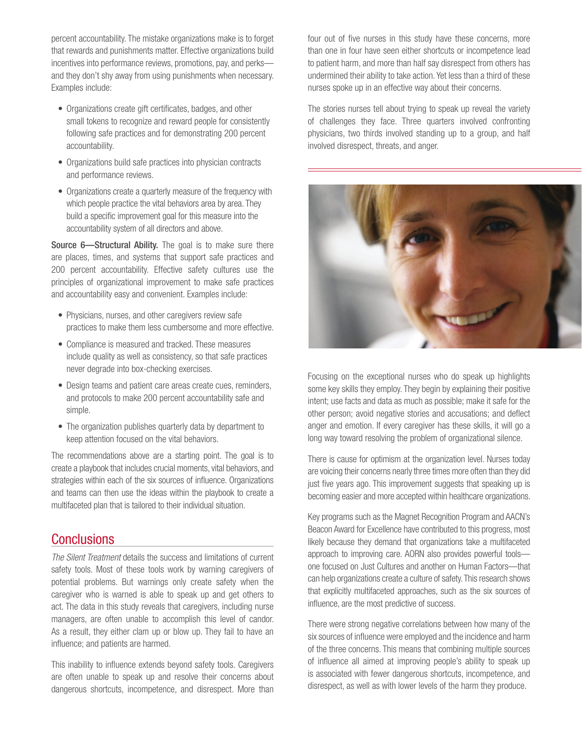percent accountability. The mistake organizations make is to forget that rewards and punishments matter. Effective organizations build incentives into performance reviews, promotions, pay, and perks—and they don't shy away from using punishments when necessary. Examples include:

- Organizations create gift certificates, badges, and other small tokens to recognize and reward people for consistently following safe practices and for demonstrating 200 percent accountability.
- Organizations build safe practices into physician contracts and performance reviews.
- Organizations create a quarterly measure of the frequency with which people practice the vital behaviors area by area. They build a specific improvement goal for this measure into the accountability system of all directors and above.

**Source 6—Structural Ability.** The goal is to make sure there are places, times, and systems that support safe practices and 200 percent accountability. Effective safety cultures use the principles of organizational improvement to make safe practices and accountability easy and convenient. Examples include:

- Physicians, nurses, and other caregivers review safe practices to make them less cumbersome and more effective.
- Compliance is measured and tracked. These measures include quality as well as consistency, so that safe practices never degrade into box-checking exercises.
- Design teams and patient care areas create cues, reminders, and protocols to make 200 percent accountability safe and simple.
- The organization publishes quarterly data by department to keep attention focused on the vital behaviors.

The recommendations above are a starting point. The goal is to create a playbook that includes crucial moments, vital behaviors, and strategies within each of the six sources of influence. Organizations and teams can then use the ideas within the playbook to create a multifaceted plan that is tailored to their individual situation.

## Conclusions

*The Silent Treatment* details the success and limitations of current safety tools. Most of these tools work by warning caregivers of potential problems. But warnings only create safety when the caregiver who is warned is able to speak up and get others to act. The data in this study reveals that caregivers, including nurse managers, are often unable to accomplish this level of candor. As a result, they either clam up or blow up. They fail to have an influence; and patients are harmed.

This inability to influence extends beyond safety tools. Caregivers are often unable to speak up and resolve their concerns about dangerous shortcuts, incompetence, and disrespect. More than four out of five nurses in this study have these concerns, more than one in four have seen either shortcuts or incompetence lead to patient harm, and more than half say disrespect from others has undermined their ability to take action. Yet less than a third of these nurses spoke up in an effective way about their concerns.

The stories nurses tell about trying to speak up reveal the variety of challenges they face. Three quarters involved confronting physicians, two thirds involved standing up to a group, and half involved disrespect, threats, and anger.

Focusing on the exceptional nurses who do speak up highlights some key skills they employ. They begin by explaining their positive intent; use facts and data as much as possible; make it safe for the other person; avoid negative stories and accusations; and deflect anger and emotion. If every caregiver has these skills, it will go a long way toward resolving the problem of organizational silence.

There is cause for optimism at the organization level. Nurses today are voicing their concerns nearly three times more often than they did just five years ago. This improvement suggests that speaking up is becoming easier and more accepted within healthcare organizations.

Key programs such as the Magnet Recognition Program and AACN's Beacon Award for Excellence have contributed to this progress, most likely because they demand that organizations take a multifaceted approach to improving care. AORN also provides powerful tools—one focused on Just Cultures and another on Human Factors—that can help organizations create a culture of safety. This research shows that explicitly multifaceted approaches, such as the six sources of influence, are the most predictive of success.

There were strong negative correlations between how many of the six sources of influence were employed and the incidence and harm of the three concerns. This means that combining multiple sources of influence all aimed at improving people's ability to speak up is associated with fewer dangerous shortcuts, incompetence, and disrespect, as well as with lower levels of the harm they produce.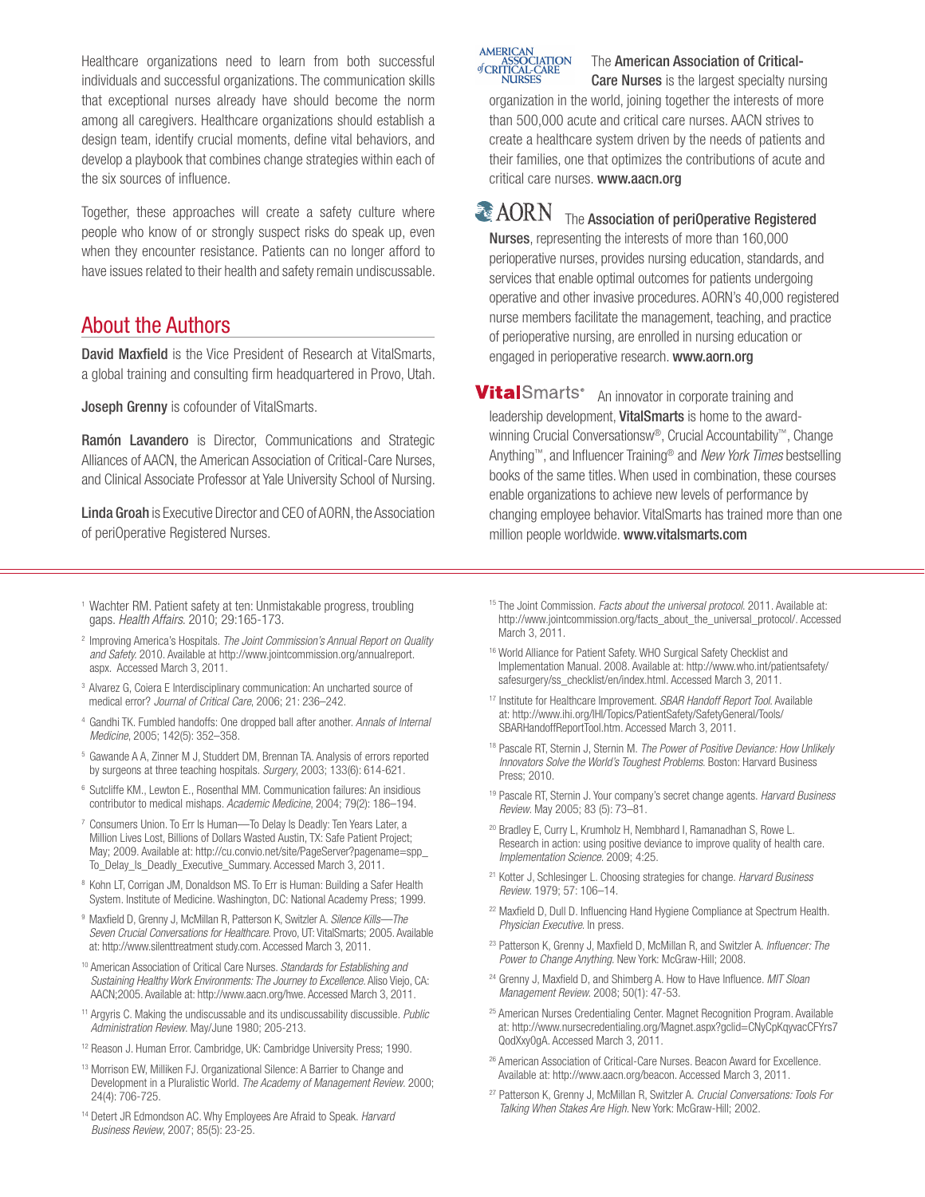Healthcare organizations need to learn from both successful individuals and successful organizations. The communication skills that exceptional nurses already have should become the norm among all caregivers. Healthcare organizations should establish a design team, identify crucial moments, define vital behaviors, and develop a playbook that combines change strategies within each of the six sources of influence.

Together, these approaches will create a safety culture where people who know of or strongly suspect risks do speak up, even when they encounter resistance. Patients can no longer afford to have issues related to their health and safety remain undiscussable.

## About the Authors

**David Maxfield** is the Vice President of Research at VitalSmarts, a global training and consulting firm headquartered in Provo, Utah.

**Joseph Grenny** is cofounder of VitalSmarts.

**Ramón Lavandero** is Director, Communications and Strategic Alliances of AACN, the American Association of Critical-Care Nurses, and Clinical Associate Professor at Yale University School of Nursing.

**Linda Groah** is Executive Director and CEO of AORN, the Association of periOperative Registered Nurses.

AMERICAN ASSOCIATION of CRITICAL-CARE NURSES

The **American Association of Critical-Care Nurses** is the largest specialty nursing organization in the world, joining together the interests of more than 500,000 acute and critical care nurses. AACN strives to create a healthcare system driven by the needs of patients and their families, one that optimizes the contributions of acute and critical care nurses. **www.aacn.org**

AORN

The **Association of periOperative Registered Nurses**, representing the interests of more than 160,000 perioperative nurses, provides nursing education, standards, and services that enable optimal outcomes for patients undergoing operative and other invasive procedures. AORN's 40,000 registered nurse members facilitate the management, teaching, and practice of perioperative nursing, are enrolled in nursing education or engaged in perioperative research. **www.aorn.org**

VitalSmarts®

An innovator in corporate training and leadership development, **VitalSmarts** is home to the award-winning Crucial Conversationsw®, Crucial Accountability™, Change Anything™, and Influencer Training® and *New York Times* bestselling books of the same titles. When used in combination, these courses enable organizations to achieve new levels of performance by changing employee behavior. VitalSmarts has trained more than one million people worldwide. **www.vitalsmarts.com**

---

[1] Wachter RM. Patient safety at ten: Unmistakable progress, troubling gaps. *Health Affairs.* 2010; 29:165-173.

[2] Improving America's Hospitals. *The Joint Commission's Annual Report on Quality and Safety.* 2010. Available at http://www.jointcommission.org/annualreport.aspx. Accessed March 3, 2011.

[3] Alvarez G, Coiera E Interdisciplinary communication: An uncharted source of medical error? *Journal of Critical Care*, 2006; 21: 236–242.

[4] Gandhi TK. Fumbled handoffs: One dropped ball after another. *Annals of Internal Medicine*, 2005; 142(5): 352–358.

[5] Gawande A A, Zinner M J, Studdert DM, Brennan TA. Analysis of errors reported by surgeons at three teaching hospitals. *Surgery*, 2003; 133(6): 614-621.

[6] Sutcliffe KM., Lewton E., Rosenthal MM. Communication failures: An insidious contributor to medical mishaps. *Academic Medicine*, 2004; 79(2): 186–194.

[7] Consumers Union. To Err Is Human—To Delay Is Deadly: Ten Years Later, a Million Lives Lost, Billions of Dollars Wasted Austin, TX: Safe Patient Project; May; 2009. Available at: http://cu.convio.net/site/PageServer?pagename=spp_To_Delay_Is_Deadly_Executive_Summary. Accessed March 3, 2011.

[8] Kohn LT, Corrigan JM, Donaldson MS. To Err is Human: Building a Safer Health System. Institute of Medicine. Washington, DC: National Academy Press; 1999.

[9] Maxfield D, Grenny J, McMillan R, Patterson K, Switzler A. *Silence Kills—The Seven Crucial Conversations for Healthcare.* Provo, UT: VitalSmarts; 2005. Available at: http://www.silenttreatment study.com. Accessed March 3, 2011.

[10] American Association of Critical Care Nurses. *Standards for Establishing and Sustaining Healthy Work Environments: The Journey to Excellence.* Aliso Viejo, CA: AACN;2005. Available at: http://www.aacn.org/hwe. Accessed March 3, 2011.

[11] Argyris C. Making the undiscussable and its undiscussability discussible. *Public Administration Review.* May/June 1980; 205-213.

[12] Reason J. Human Error. Cambridge, UK: Cambridge University Press; 1990.

[13] Morrison EW, Milliken FJ. Organizational Silence: A Barrier to Change and Development in a Pluralistic World. *The Academy of Management Review.* 2000; 24(4): 706-725.

[14] Detert JR Edmondson AC. Why Employees Are Afraid to Speak. *Harvard Business Review*, 2007; 85(5): 23-25.

[15] The Joint Commission. *Facts about the universal protocol.* 2011. Available at: http://www.jointcommission.org/facts_about_the_universal_protocol/. Accessed March 3, 2011.

[16] World Alliance for Patient Safety. WHO Surgical Safety Checklist and Implementation Manual. 2008. Available at: http://www.who.int/patientsafety/safesurgery/ss_checklist/en/index.html. Accessed March 3, 2011.

[17] Institute for Healthcare Improvement. *SBAR Handoff Report Tool.* Available at: http://www.ihi.org/IHI/Topics/PatientSafety/SafetyGeneral/Tools/SBARHandoffReportTool.htm. Accessed March 3, 2011.

[18] Pascale RT, Sternin J, Sternin M. *The Power of Positive Deviance: How Unlikely Innovators Solve the World's Toughest Problems.* Boston: Harvard Business Press; 2010.

[19] Pascale RT, Sternin J. Your company's secret change agents. *Harvard Business Review.* May 2005; 83 (5): 73–81.

[20] Bradley E, Curry L, Krumholz H, Nembhard I, Ramanadhan S, Rowe L. Research in action: using positive deviance to improve quality of health care. *Implementation Science.* 2009; 4:25.

[21] Kotter J, Schlesinger L. Choosing strategies for change. *Harvard Business Review.* 1979; 57: 106–14.

[22] Maxfield D, Dull D. Influencing Hand Hygiene Compliance at Spectrum Health. *Physician Executive.* In press.

[23] Patterson K, Grenny J, Maxfield D, McMillan R, and Switzler A. *Influencer: The Power to Change Anything.* New York: McGraw-Hill; 2008.

[24] Grenny J, Maxfield D, and Shimberg A. How to Have Influence. *MIT Sloan Management Review.* 2008; 50(1): 47-53.

[25] American Nurses Credentialing Center. Magnet Recognition Program. Available at: http://www.nursecredentialing.org/Magnet.aspx?gclid=CNyCpKqyvacCFYrs7QodXxy0gA. Accessed March 3, 2011.

[26] American Association of Critical-Care Nurses. Beacon Award for Excellence. Available at: http://www.aacn.org/beacon. Accessed March 3, 2011.

[27] Patterson K, Grenny J, McMillan R, Switzler A. *Crucial Conversations: Tools For Talking When Stakes Are High.* New York: McGraw-Hill; 2002.